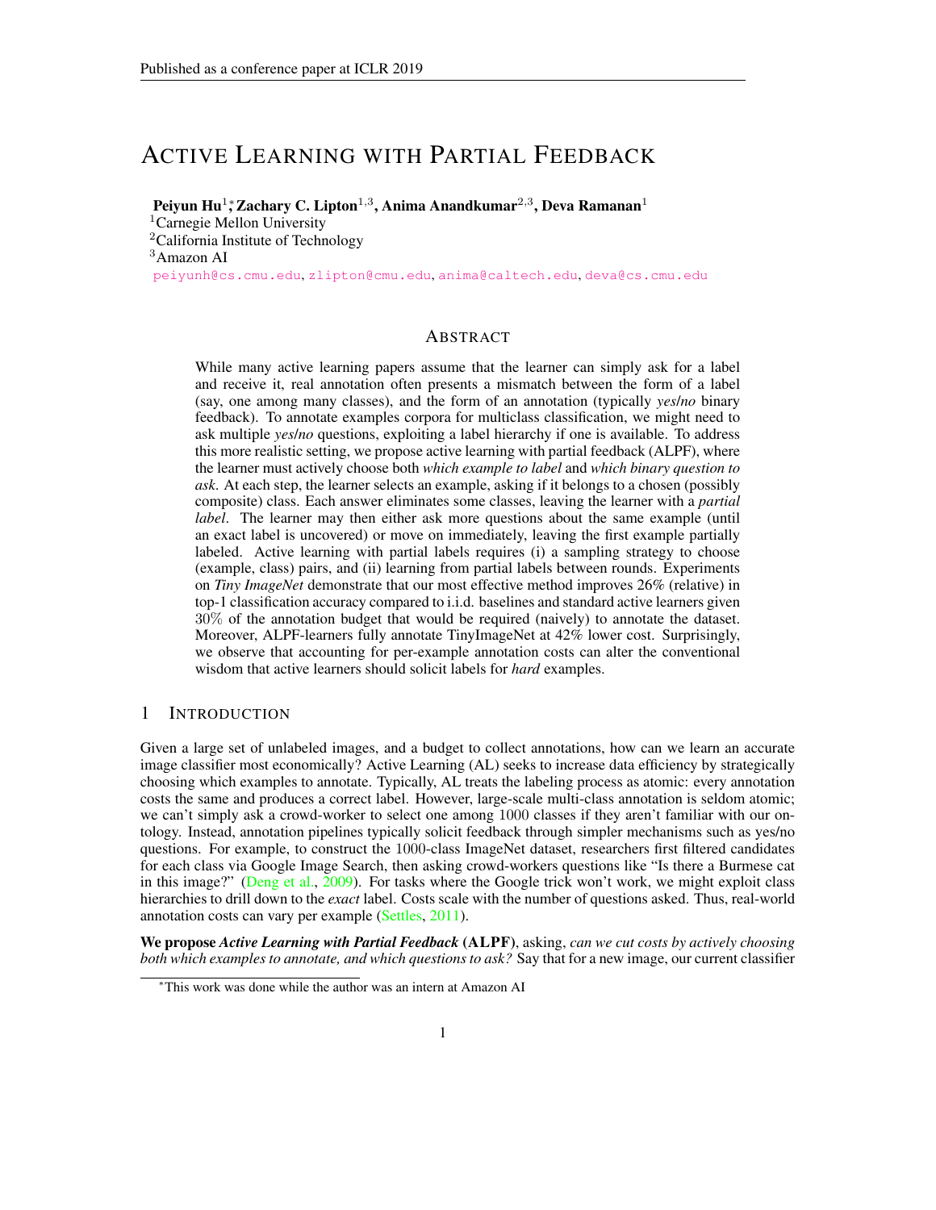# ACTIVE LEARNING WITH PARTIAL FEEDBACK

**Peiyun Hu**[1,*], **Zachary C. Lipton**[1,3], **Anima Anandkumar**[2,3], **Deva Ramanan**[1]

[1]Carnegie Mellon University
[2]California Institute of Technology
[3]Amazon AI

peiyunh@cs.cmu.edu, zlipton@cmu.edu, anima@caltech.edu, deva@cs.cmu.edu

## ABSTRACT

While many active learning papers assume that the learner can simply ask for a label and receive it, real annotation often presents a mismatch between the form of a label (say, one among many classes), and the form of an annotation (typically *yes/no* binary feedback). To annotate examples corpora for multiclass classification, we might need to ask multiple *yes/no* questions, exploiting a label hierarchy if one is available. To address this more realistic setting, we propose active learning with partial feedback (ALPF), where the learner must actively choose both *which example to label* and *which binary question to ask*. At each step, the learner selects an example, asking if it belongs to a chosen (possibly composite) class. Each answer eliminates some classes, leaving the learner with a *partial label*. The learner may then either ask more questions about the same example (until an exact label is uncovered) or move on immediately, leaving the first example partially labeled. Active learning with partial labels requires (i) a sampling strategy to choose (example, class) pairs, and (ii) learning from partial labels between rounds. Experiments on *Tiny ImageNet* demonstrate that our most effective method improves 26% (relative) in top-1 classification accuracy compared to i.i.d. baselines and standard active learners given 30% of the annotation budget that would be required (naively) to annotate the dataset. Moreover, ALPF-learners fully annotate TinyImageNet at 42% lower cost. Surprisingly, we observe that accounting for per-example annotation costs can alter the conventional wisdom that active learners should solicit labels for *hard* examples.

## 1 INTRODUCTION

Given a large set of unlabeled images, and a budget to collect annotations, how can we learn an accurate image classifier most economically? Active Learning (AL) seeks to increase data efficiency by strategically choosing which examples to annotate. Typically, AL treats the labeling process as atomic: every annotation costs the same and produces a correct label. However, large-scale multi-class annotation is seldom atomic; we can't simply ask a crowd-worker to select one among 1000 classes if they aren't familiar with our ontology. Instead, annotation pipelines typically solicit feedback through simpler mechanisms such as yes/no questions. For example, to construct the 1000-class ImageNet dataset, researchers first filtered candidates for each class via Google Image Search, then asking crowd-workers questions like "Is there a Burmese cat in this image?" (Deng et al., 2009). For tasks where the Google trick won't work, we might exploit class hierarchies to drill down to the *exact* label. Costs scale with the number of questions asked. Thus, real-world annotation costs can vary per example (Settles, 2011).

**We propose *Active Learning with Partial Feedback* (ALPF)**, asking, *can we cut costs by actively choosing both which examples to annotate, and which questions to ask?* Say that for a new image, our current classifier

[*]This work was done while the author was an intern at Amazon AI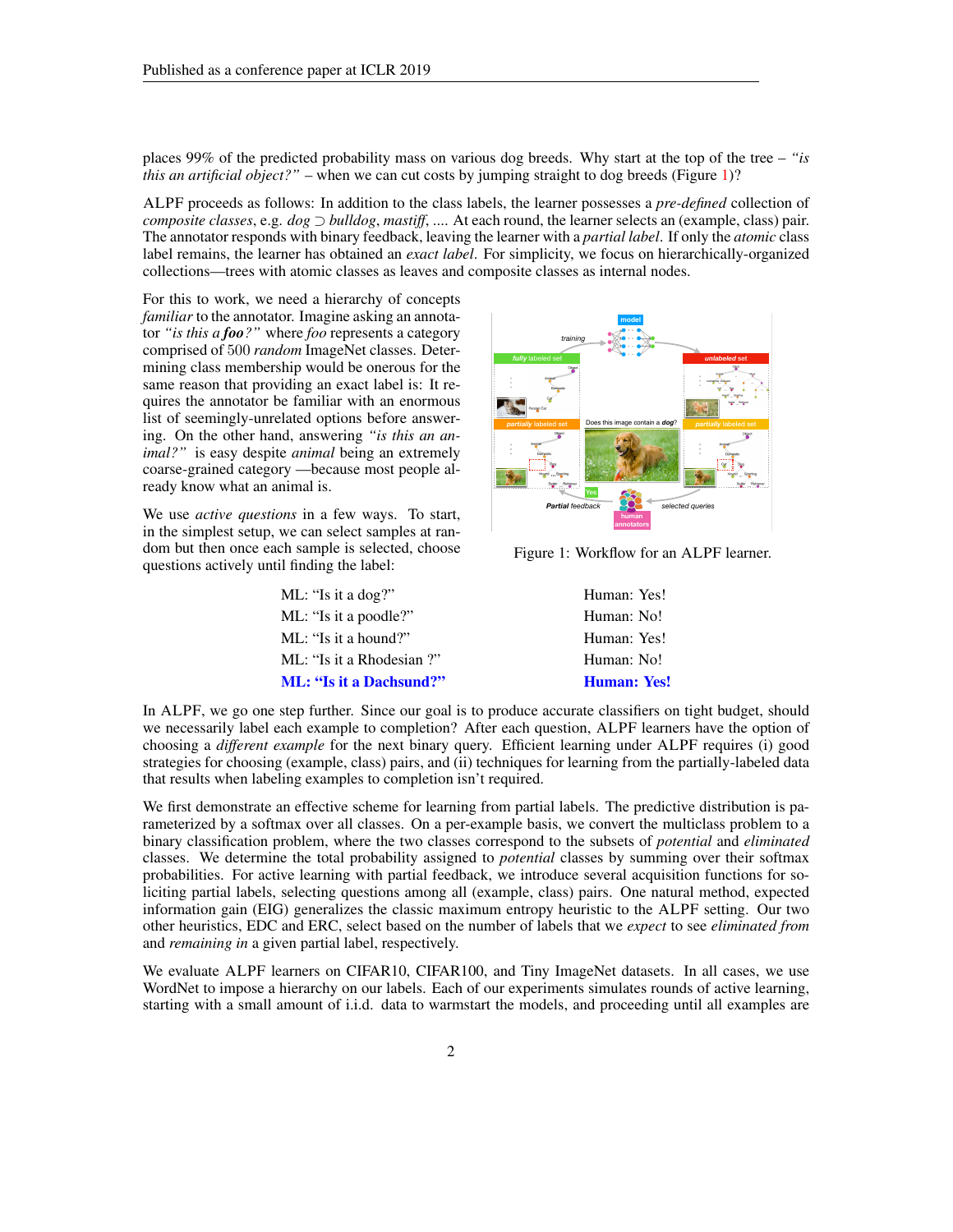places 99% of the predicted probability mass on various dog breeds. Why start at the top of the tree – *"is this an artificial object?"* – when we can cut costs by jumping straight to dog breeds (Figure 1)?

ALPF proceeds as follows: In addition to the class labels, the learner possesses a *pre-defined* collection of *composite classes*, e.g. *dog* $\supset$ *bulldog*, *mastiff*, .... At each round, the learner selects an (example, class) pair. The annotator responds with binary feedback, leaving the learner with a *partial label*. If only the *atomic* class label remains, the learner has obtained an *exact label*. For simplicity, we focus on hierarchically-organized collections—trees with atomic classes as leaves and composite classes as internal nodes.

For this to work, we need a hierarchy of concepts *familiar* to the annotator. Imagine asking an annotator *"is this a **foo**?"* where *foo* represents a category comprised of 500 *random* ImageNet classes. Determining class membership would be onerous for the same reason that providing an exact label is: It requires the annotator be familiar with an enormous list of seemingly-unrelated options before answering. On the other hand, answering *"is this an animal?"* is easy despite *animal* being an extremely coarse-grained category —because most people already know what an animal is.

Figure 1: Workflow for an ALPF learner.

We use *active questions* in a few ways. To start, in the simplest setup, we can select samples at random but then once each sample is selected, choose questions actively until finding the label:

| | |
|---|---|
| ML: "Is it a dog?" | Human: Yes! |
| ML: "Is it a poodle?" | Human: No! |
| ML: "Is it a hound?" | Human: Yes! |
| ML: "Is it a Rhodesian ?" | Human: No! |
| **ML: "Is it a Dachsund?"** | **Human: Yes!** |

In ALPF, we go one step further. Since our goal is to produce accurate classifiers on tight budget, should we necessarily label each example to completion? After each question, ALPF learners have the option of choosing a *different example* for the next binary query. Efficient learning under ALPF requires (i) good strategies for choosing (example, class) pairs, and (ii) techniques for learning from the partially-labeled data that results when labeling examples to completion isn't required.

We first demonstrate an effective scheme for learning from partial labels. The predictive distribution is parameterized by a softmax over all classes. On a per-example basis, we convert the multiclass problem to a binary classification problem, where the two classes correspond to the subsets of *potential* and *eliminated* classes. We determine the total probability assigned to *potential* classes by summing over their softmax probabilities. For active learning with partial feedback, we introduce several acquisition functions for soliciting partial labels, selecting questions among all (example, class) pairs. One natural method, expected information gain (EIG) generalizes the classic maximum entropy heuristic to the ALPF setting. Our two other heuristics, EDC and ERC, select based on the number of labels that we *expect* to see *eliminated from* and *remaining in* a given partial label, respectively.

We evaluate ALPF learners on CIFAR10, CIFAR100, and Tiny ImageNet datasets. In all cases, we use WordNet to impose a hierarchy on our labels. Each of our experiments simulates rounds of active learning, starting with a small amount of i.i.d. data to warmstart the models, and proceeding until all examples are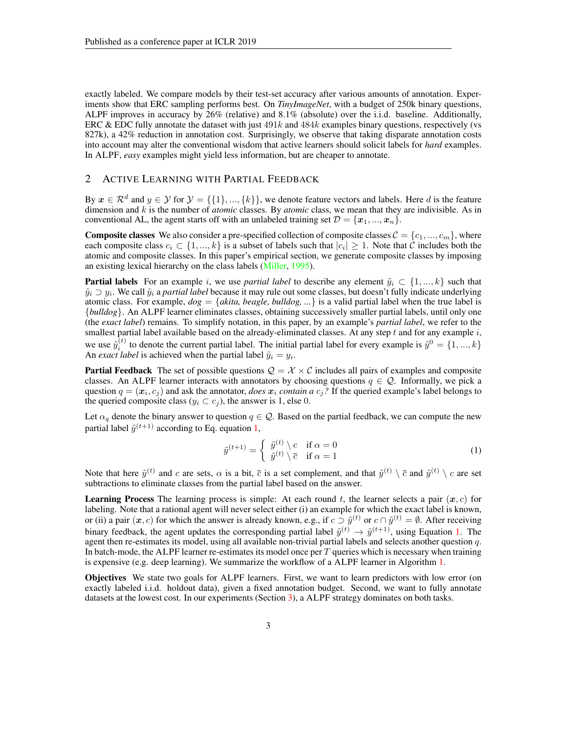exactly labeled. We compare models by their test-set accuracy after various amounts of annotation. Experiments show that ERC sampling performs best. On *TinyImageNet*, with a budget of 250k binary questions, ALPF improves in accuracy by 26% (relative) and 8.1% (absolute) over the i.i.d. baseline. Additionally, ERC & EDC fully annotate the dataset with just $491k$ and $484k$ examples binary questions, respectively (vs 827k), a 42% reduction in annotation cost. Surprisingly, we observe that taking disparate annotation costs into account may alter the conventional wisdom that active learners should solicit labels for *hard* examples. In ALPF, *easy* examples might yield less information, but are cheaper to annotate.

## 2 Active Learning with Partial Feedback

By $\boldsymbol{x} \in \mathcal{R}^d$ and $y \in \mathcal{Y}$ for $\mathcal{Y} = \{\{1\}, ..., \{k\}\}$, we denote feature vectors and labels. Here $d$ is the feature dimension and $k$ is the number of *atomic* classes. By *atomic* class, we mean that they are indivisible. As in conventional AL, the agent starts off with an unlabeled training set $\mathcal{D} = \{\boldsymbol{x}_1, ..., \boldsymbol{x}_n\}$.

**Composite classes** We also consider a pre-specified collection of composite classes $\mathcal{C} = \{c_1, ..., c_m\}$, where each composite class $c_i \subset \{1, ..., k\}$ is a subset of labels such that $|c_i| \geq 1$. Note that $\mathcal{C}$ includes both the atomic and composite classes. In this paper's empirical section, we generate composite classes by imposing an existing lexical hierarchy on the class labels (Miller, 1995).

**Partial labels** For an example $i$, we use *partial label* to describe any element $\tilde{y}_i \subset \{1, ..., k\}$ such that $\tilde{y}_i \supset y_i$. We call $\tilde{y}_i$ a *partial label* because it may rule out some classes, but doesn't fully indicate underlying atomic class. For example, *dog* = {*akita, beagle, bulldog, ...*} is a valid partial label when the true label is {*bulldog*}. An ALPF learner eliminates classes, obtaining successively smaller partial labels, until only one (the *exact label*) remains. To simplify notation, in this paper, by an example's *partial label*, we refer to the smallest partial label available based on the already-eliminated classes. At any step $t$ and for any example $i$, we use $\tilde{y}_i^{(t)}$ to denote the current partial label. The initial partial label for every example is $\tilde{y}^0 = \{1, ..., k\}$ An *exact label* is achieved when the partial label $\tilde{y}_i = y_i$.

**Partial Feedback** The set of possible questions $\mathcal{Q} = \mathcal{X} \times \mathcal{C}$ includes all pairs of examples and composite classes. An ALPF learner interacts with annotators by choosing questions $q \in \mathcal{Q}$. Informally, we pick a question $q = (\boldsymbol{x}_i, c_j)$ and ask the annotator, *does $\boldsymbol{x}_i$ contain a $c_j$?* If the queried example's label belongs to the queried composite class ($y_i \subset c_j$), the answer is 1, else 0.

Let $\alpha_q$ denote the binary answer to question $q \in \mathcal{Q}$. Based on the partial feedback, we can compute the new partial label $\tilde{y}^{(t+1)}$ according to Eq. equation 1,

$$\tilde{y}^{(t+1)} = \begin{cases} \tilde{y}^{(t)} \setminus c & \text{if } \alpha = 0 \\ \tilde{y}^{(t)} \setminus \overline{c} & \text{if } \alpha = 1 \end{cases} \tag{1}$$

Note that here $\tilde{y}^{(t)}$ and $c$ are sets, $\alpha$ is a bit, $\overline{c}$ is a set complement, and that $\tilde{y}^{(t)} \setminus \overline{c}$ and $\tilde{y}^{(t)} \setminus c$ are set subtractions to eliminate classes from the partial label based on the answer.

**Learning Process** The learning process is simple: At each round $t$, the learner selects a pair $(\boldsymbol{x}, c)$ for labeling. Note that a rational agent will never select either (i) an example for which the exact label is known, or (ii) a pair $(\boldsymbol{x}, c)$ for which the answer is already known, e.g., if $c \supset \tilde{y}^{(t)}$ or $c \cap \tilde{y}^{(t)} = \emptyset$. After receiving binary feedback, the agent updates the corresponding partial label $\tilde{y}^{(t)} \rightarrow \tilde{y}^{(t+1)}$, using Equation 1. The agent then re-estimates its model, using all available non-trivial partial labels and selects another question $q$. In batch-mode, the ALPF learner re-estimates its model once per $T$ queries which is necessary when training is expensive (e.g. deep learning). We summarize the workflow of a ALPF learner in Algorithm 1.

**Objectives** We state two goals for ALPF learners. First, we want to learn predictors with low error (on exactly labeled i.i.d. holdout data), given a fixed annotation budget. Second, we want to fully annotate datasets at the lowest cost. In our experiments (Section 3), a ALPF strategy dominates on both tasks.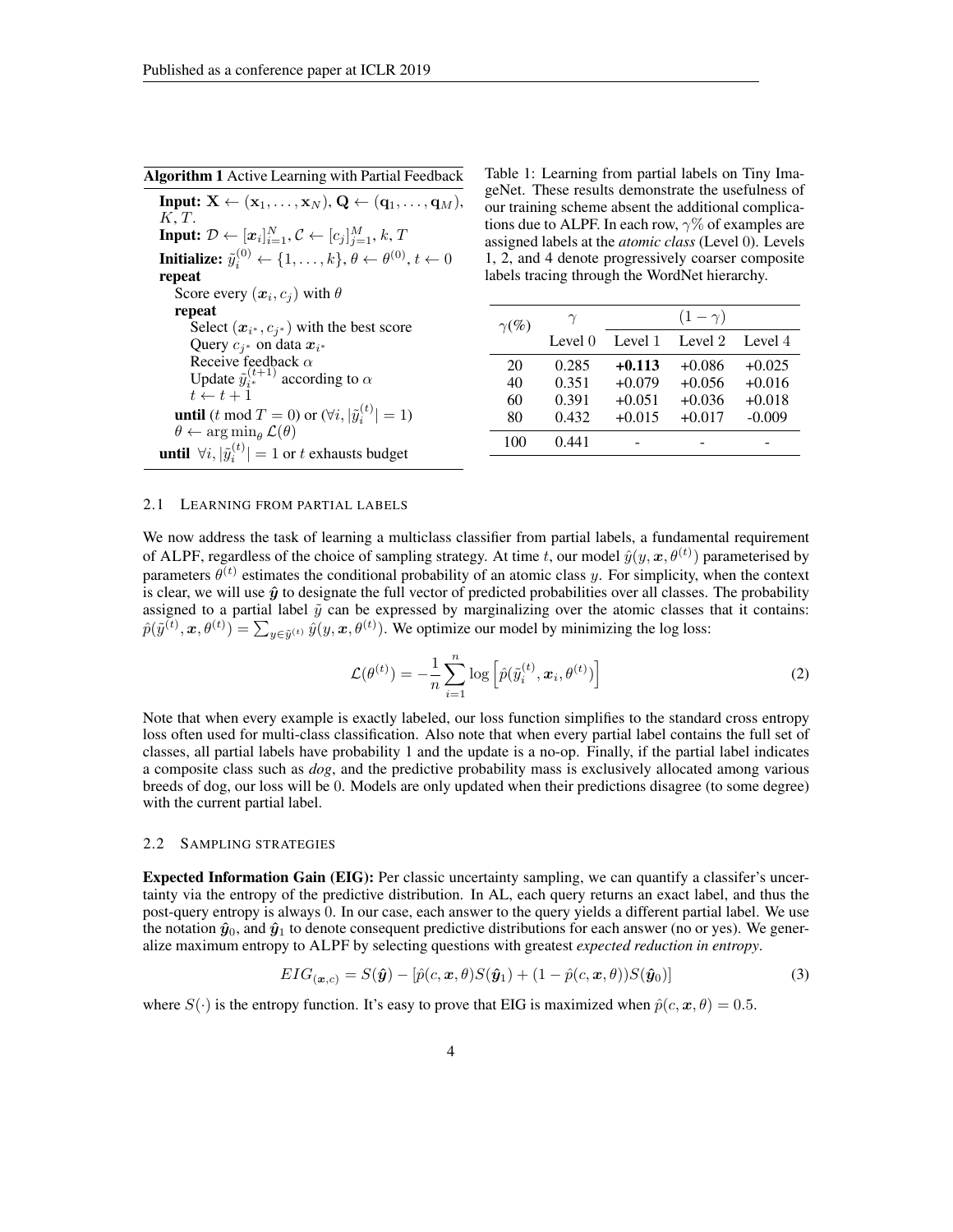**Algorithm 1** Active Learning with Partial Feedback

**Input:** $\mathbf{X} \leftarrow (\mathbf{x}_1, \ldots, \mathbf{x}_N), \mathbf{Q} \leftarrow (\mathbf{q}_1, \ldots, \mathbf{q}_M), K, T.$
**Input:** $\mathcal{D} \leftarrow [\boldsymbol{x}_i]_{i=1}^N, \mathcal{C} \leftarrow [c_j]_{j=1}^M, k, T$
**Initialize:** $\tilde{y}_i^{(0)} \leftarrow \{1, \ldots, k\}, \theta \leftarrow \theta^{(0)}, t \leftarrow 0$
**repeat**
  Score every $(\boldsymbol{x}_i, c_j)$ with $\theta$
  **repeat**
    Select $(\boldsymbol{x}_{i^*}, c_{j^*})$ with the best score
    Query $c_{j^*}$ on data $\boldsymbol{x}_{i^*}$
    Receive feedback $\alpha$
    Update $\tilde{y}_{i^*}^{(t+1)}$ according to $\alpha$
    $t \leftarrow t + 1$
  **until** ($t$ mod $T = 0$) or ($\forall i, |\tilde{y}_i^{(t)}| = 1$)
  $\theta \leftarrow \arg\min_\theta \mathcal{L}(\theta)$
**until** $\forall i, |\tilde{y}_i^{(t)}| = 1$ or $t$ exhausts budget

Table 1: Learning from partial labels on Tiny ImageNet. These results demonstrate the usefulness of our training scheme absent the additional complications due to ALPF. In each row, $\gamma\%$ of examples are assigned labels at the *atomic class* (Level 0). Levels 1, 2, and 4 denote progressively coarser composite labels tracing through the WordNet hierarchy.

| $\gamma(\%)$ | $\gamma$ | $(1-\gamma)$ | | |
|---|---|---|---|---|
| | Level 0 | Level 1 | Level 2 | Level 4 |
| 20 | 0.285 | **+0.113** | +0.086 | +0.025 |
| 40 | 0.351 | +0.079 | +0.056 | +0.016 |
| 60 | 0.391 | +0.051 | +0.036 | +0.018 |
| 80 | 0.432 | +0.015 | +0.017 | -0.009 |
| 100 | 0.441 | - | - | - |

### 2.1 Learning from partial labels

We now address the task of learning a multiclass classifier from partial labels, a fundamental requirement of ALPF, regardless of the choice of sampling strategy. At time $t$, our model $\hat{y}(y, \boldsymbol{x}, \theta^{(t)})$ parameterised by parameters $\theta^{(t)}$ estimates the conditional probability of an atomic class $y$. For simplicity, when the context is clear, we will use $\hat{\boldsymbol{y}}$ to designate the full vector of predicted probabilities over all classes. The probability assigned to a partial label $\tilde{y}$ can be expressed by marginalizing over the atomic classes that it contains: $\hat{p}(\tilde{y}^{(t)}, \boldsymbol{x}, \theta^{(t)}) = \sum_{y \in \tilde{y}^{(t)}} \hat{y}(y, \boldsymbol{x}, \theta^{(t)})$. We optimize our model by minimizing the log loss:

$$\mathcal{L}(\theta^{(t)}) = -\frac{1}{n} \sum_{i=1}^{n} \log \left[ \hat{p}(\tilde{y}_i^{(t)}, \boldsymbol{x}_i, \theta^{(t)}) \right] \tag{2}$$

Note that when every example is exactly labeled, our loss function simplifies to the standard cross entropy loss often used for multi-class classification. Also note that when every partial label contains the full set of classes, all partial labels have probability 1 and the update is a no-op. Finally, if the partial label indicates a composite class such as *dog*, and the predictive probability mass is exclusively allocated among various breeds of dog, our loss will be 0. Models are only updated when their predictions disagree (to some degree) with the current partial label.

### 2.2 Sampling strategies

**Expected Information Gain (EIG):** Per classic uncertainty sampling, we can quantify a classifer's uncertainty via the entropy of the predictive distribution. In AL, each query returns an exact label, and thus the post-query entropy is always 0. In our case, each answer to the query yields a different partial label. We use the notation $\hat{\boldsymbol{y}}_0$, and $\hat{\boldsymbol{y}}_1$ to denote consequent predictive distributions for each answer (no or yes). We generalize maximum entropy to ALPF by selecting questions with greatest *expected reduction in entropy*.

$$EIG_{(\boldsymbol{x},c)} = S(\hat{\boldsymbol{y}}) - [\hat{p}(c, \boldsymbol{x}, \theta) S(\hat{\boldsymbol{y}}_1) + (1 - \hat{p}(c, \boldsymbol{x}, \theta)) S(\hat{\boldsymbol{y}}_0)] \tag{3}$$

where $S(\cdot)$ is the entropy function. It's easy to prove that EIG is maximized when $\hat{p}(c, \boldsymbol{x}, \theta) = 0.5$.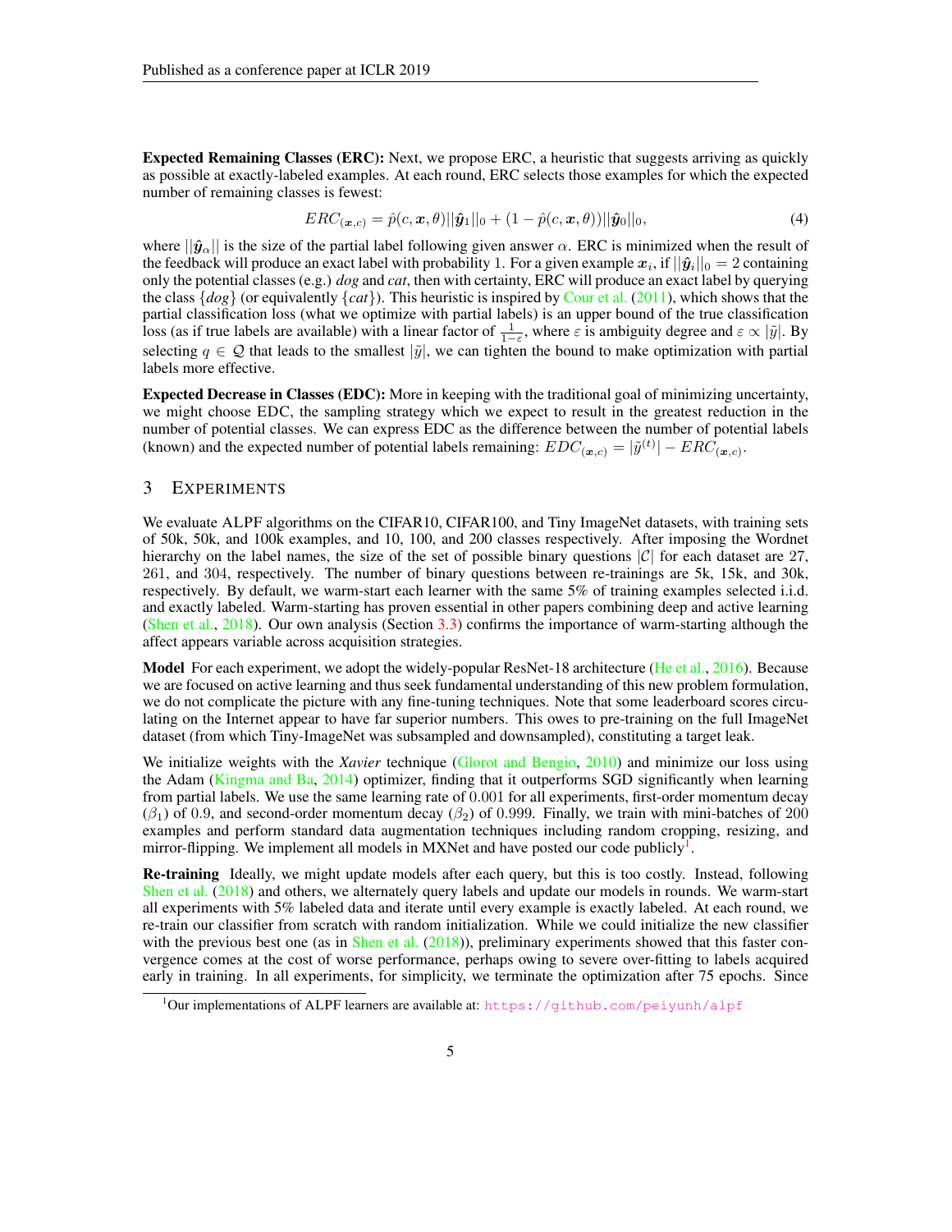**Expected Remaining Classes (ERC):** Next, we propose ERC, a heuristic that suggests arriving as quickly as possible at exactly-labeled examples. At each round, ERC selects those examples for which the expected number of remaining classes is fewest:

$$ERC_{(\boldsymbol{x},c)} = \hat{p}(c, \boldsymbol{x}, \theta)||\hat{\boldsymbol{y}}_1||_0 + (1 - \hat{p}(c, \boldsymbol{x}, \theta))||\hat{\boldsymbol{y}}_0||_0, \tag{4}$$

where $||\hat{\boldsymbol{y}}_\alpha||$ is the size of the partial label following given answer $\alpha$. ERC is minimized when the result of the feedback will produce an exact label with probability 1. For a given example $\boldsymbol{x}_i$, if $||\hat{\boldsymbol{y}}_i||_0 = 2$ containing only the potential classes (e.g.) *dog* and *cat*, then with certainty, ERC will produce an exact label by querying the class $\{dog\}$ (or equivalently $\{cat\}$). This heuristic is inspired by Cour et al. (2011), which shows that the partial classification loss (what we optimize with partial labels) is an upper bound of the true classification loss (as if true labels are available) with a linear factor of $\frac{1}{1-\varepsilon}$, where $\varepsilon$ is ambiguity degree and $\varepsilon \propto |\tilde{y}|$. By selecting $q \in \mathcal{Q}$ that leads to the smallest $|\tilde{y}|$, we can tighten the bound to make optimization with partial labels more effective.

**Expected Decrease in Classes (EDC):** More in keeping with the traditional goal of minimizing uncertainty, we might choose EDC, the sampling strategy which we expect to result in the greatest reduction in the number of potential classes. We can express EDC as the difference between the number of potential labels (known) and the expected number of potential labels remaining: $EDC_{(\boldsymbol{x},c)} = |\tilde{y}^{(t)}| - ERC_{(\boldsymbol{x},c)}$.

## 3 Experiments

We evaluate ALPF algorithms on the CIFAR10, CIFAR100, and Tiny ImageNet datasets, with training sets of 50k, 50k, and 100k examples, and 10, 100, and 200 classes respectively. After imposing the Wordnet hierarchy on the label names, the size of the set of possible binary questions $|\mathcal{C}|$ for each dataset are 27, 261, and 304, respectively. The number of binary questions between re-trainings are 5k, 15k, and 30k, respectively. By default, we warm-start each learner with the same 5% of training examples selected i.i.d. and exactly labeled. Warm-starting has proven essential in other papers combining deep and active learning (Shen et al., 2018). Our own analysis (Section 3.3) confirms the importance of warm-starting although the affect appears variable across acquisition strategies.

**Model** For each experiment, we adopt the widely-popular ResNet-18 architecture (He et al., 2016). Because we are focused on active learning and thus seek fundamental understanding of this new problem formulation, we do not complicate the picture with any fine-tuning techniques. Note that some leaderboard scores circulating on the Internet appear to have far superior numbers. This owes to pre-training on the full ImageNet dataset (from which Tiny-ImageNet was subsampled and downsampled), constituting a target leak.

We initialize weights with the *Xavier* technique (Glorot and Bengio, 2010) and minimize our loss using the Adam (Kingma and Ba, 2014) optimizer, finding that it outperforms SGD significantly when learning from partial labels. We use the same learning rate of 0.001 for all experiments, first-order momentum decay ($\beta_1$) of 0.9, and second-order momentum decay ($\beta_2$) of 0.999. Finally, we train with mini-batches of 200 examples and perform standard data augmentation techniques including random cropping, resizing, and mirror-flipping. We implement all models in MXNet and have posted our code publicly[1].

**Re-training** Ideally, we might update models after each query, but this is too costly. Instead, following Shen et al. (2018) and others, we alternately query labels and update our models in rounds. We warm-start all experiments with 5% labeled data and iterate until every example is exactly labeled. At each round, we re-train our classifier from scratch with random initialization. While we could initialize the new classifier with the previous best one (as in Shen et al. (2018)), preliminary experiments showed that this faster convergence comes at the cost of worse performance, perhaps owing to severe over-fitting to labels acquired early in training. In all experiments, for simplicity, we terminate the optimization after 75 epochs. Since

[1] Our implementations of ALPF learners are available at: https://github.com/peiyunh/alpf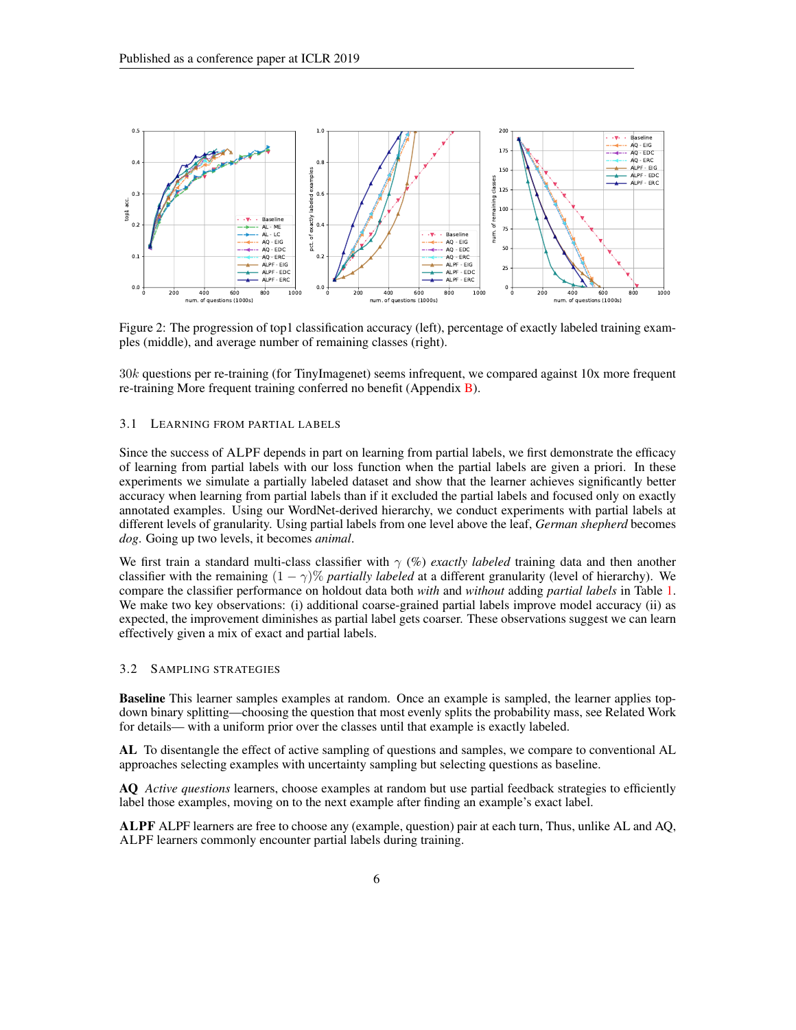Figure 2: The progression of top1 classification accuracy (left), percentage of exactly labeled training examples (middle), and average number of remaining classes (right).

$30k$ questions per re-training (for TinyImagenet) seems infrequent, we compared against 10x more frequent re-training More frequent training conferred no benefit (Appendix B).

### 3.1 Learning from Partial Labels

Since the success of ALPF depends in part on learning from partial labels, we first demonstrate the efficacy of learning from partial labels with our loss function when the partial labels are given a priori. In these experiments we simulate a partially labeled dataset and show that the learner achieves significantly better accuracy when learning from partial labels than if it excluded the partial labels and focused only on exactly annotated examples. Using our WordNet-derived hierarchy, we conduct experiments with partial labels at different levels of granularity. Using partial labels from one level above the leaf, *German shepherd* becomes *dog*. Going up two levels, it becomes *animal*.

We first train a standard multi-class classifier with $\gamma$ (%) *exactly labeled* training data and then another classifier with the remaining $(1 - \gamma)\%$ *partially labeled* at a different granularity (level of hierarchy). We compare the classifier performance on holdout data both *with* and *without* adding *partial labels* in Table 1. We make two key observations: (i) additional coarse-grained partial labels improve model accuracy (ii) as expected, the improvement diminishes as partial label gets coarser. These observations suggest we can learn effectively given a mix of exact and partial labels.

### 3.2 Sampling Strategies

**Baseline** This learner samples examples at random. Once an example is sampled, the learner applies top-down binary splitting—choosing the question that most evenly splits the probability mass, see Related Work for details— with a uniform prior over the classes until that example is exactly labeled.

**AL** To disentangle the effect of active sampling of questions and samples, we compare to conventional AL approaches selecting examples with uncertainty sampling but selecting questions as baseline.

**AQ** *Active questions* learners, choose examples at random but use partial feedback strategies to efficiently label those examples, moving on to the next example after finding an example's exact label.

**ALPF** ALPF learners are free to choose any (example, question) pair at each turn, Thus, unlike AL and AQ, ALPF learners commonly encounter partial labels during training.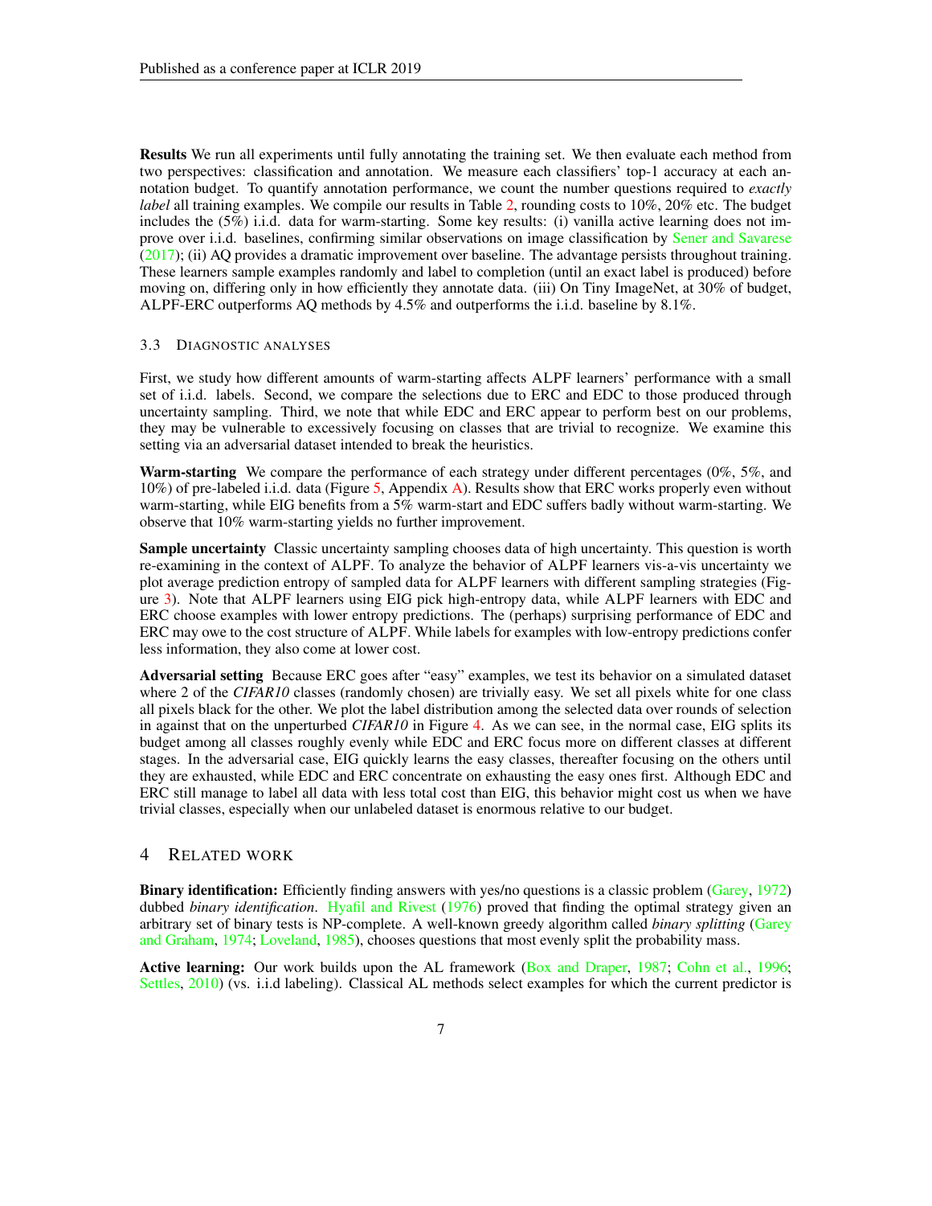**Results** We run all experiments until fully annotating the training set. We then evaluate each method from two perspectives: classification and annotation. We measure each classifiers' top-1 accuracy at each annotation budget. To quantify annotation performance, we count the number questions required to *exactly label* all training examples. We compile our results in Table 2, rounding costs to 10%, 20% etc. The budget includes the (5%) i.i.d. data for warm-starting. Some key results: (i) vanilla active learning does not improve over i.i.d. baselines, confirming similar observations on image classification by Sener and Savarese (2017); (ii) AQ provides a dramatic improvement over baseline. The advantage persists throughout training. These learners sample examples randomly and label to completion (until an exact label is produced) before moving on, differing only in how efficiently they annotate data. (iii) On Tiny ImageNet, at 30% of budget, ALPF-ERC outperforms AQ methods by 4.5% and outperforms the i.i.d. baseline by 8.1%.

### 3.3 Diagnostic analyses

First, we study how different amounts of warm-starting affects ALPF learners' performance with a small set of i.i.d. labels. Second, we compare the selections due to ERC and EDC to those produced through uncertainty sampling. Third, we note that while EDC and ERC appear to perform best on our problems, they may be vulnerable to excessively focusing on classes that are trivial to recognize. We examine this setting via an adversarial dataset intended to break the heuristics.

**Warm-starting** We compare the performance of each strategy under different percentages (0%, 5%, and 10%) of pre-labeled i.i.d. data (Figure 5, Appendix A). Results show that ERC works properly even without warm-starting, while EIG benefits from a 5% warm-start and EDC suffers badly without warm-starting. We observe that 10% warm-starting yields no further improvement.

**Sample uncertainty** Classic uncertainty sampling chooses data of high uncertainty. This question is worth re-examining in the context of ALPF. To analyze the behavior of ALPF learners vis-a-vis uncertainty we plot average prediction entropy of sampled data for ALPF learners with different sampling strategies (Figure 3). Note that ALPF learners using EIG pick high-entropy data, while ALPF learners with EDC and ERC choose examples with lower entropy predictions. The (perhaps) surprising performance of EDC and ERC may owe to the cost structure of ALPF. While labels for examples with low-entropy predictions confer less information, they also come at lower cost.

**Adversarial setting** Because ERC goes after "easy" examples, we test its behavior on a simulated dataset where 2 of the *CIFAR10* classes (randomly chosen) are trivially easy. We set all pixels white for one class all pixels black for the other. We plot the label distribution among the selected data over rounds of selection in against that on the unperturbed *CIFAR10* in Figure 4. As we can see, in the normal case, EIG splits its budget among all classes roughly evenly while EDC and ERC focus more on different classes at different stages. In the adversarial case, EIG quickly learns the easy classes, thereafter focusing on the others until they are exhausted, while EDC and ERC concentrate on exhausting the easy ones first. Although EDC and ERC still manage to label all data with less total cost than EIG, this behavior might cost us when we have trivial classes, especially when our unlabeled dataset is enormous relative to our budget.

## 4 Related work

**Binary identification:** Efficiently finding answers with yes/no questions is a classic problem (Garey, 1972) dubbed *binary identification*. Hyafil and Rivest (1976) proved that finding the optimal strategy given an arbitrary set of binary tests is NP-complete. A well-known greedy algorithm called *binary splitting* (Garey and Graham, 1974; Loveland, 1985), chooses questions that most evenly split the probability mass.

**Active learning:** Our work builds upon the AL framework (Box and Draper, 1987; Cohn et al., 1996; Settles, 2010) (vs. i.i.d labeling). Classical AL methods select examples for which the current predictor is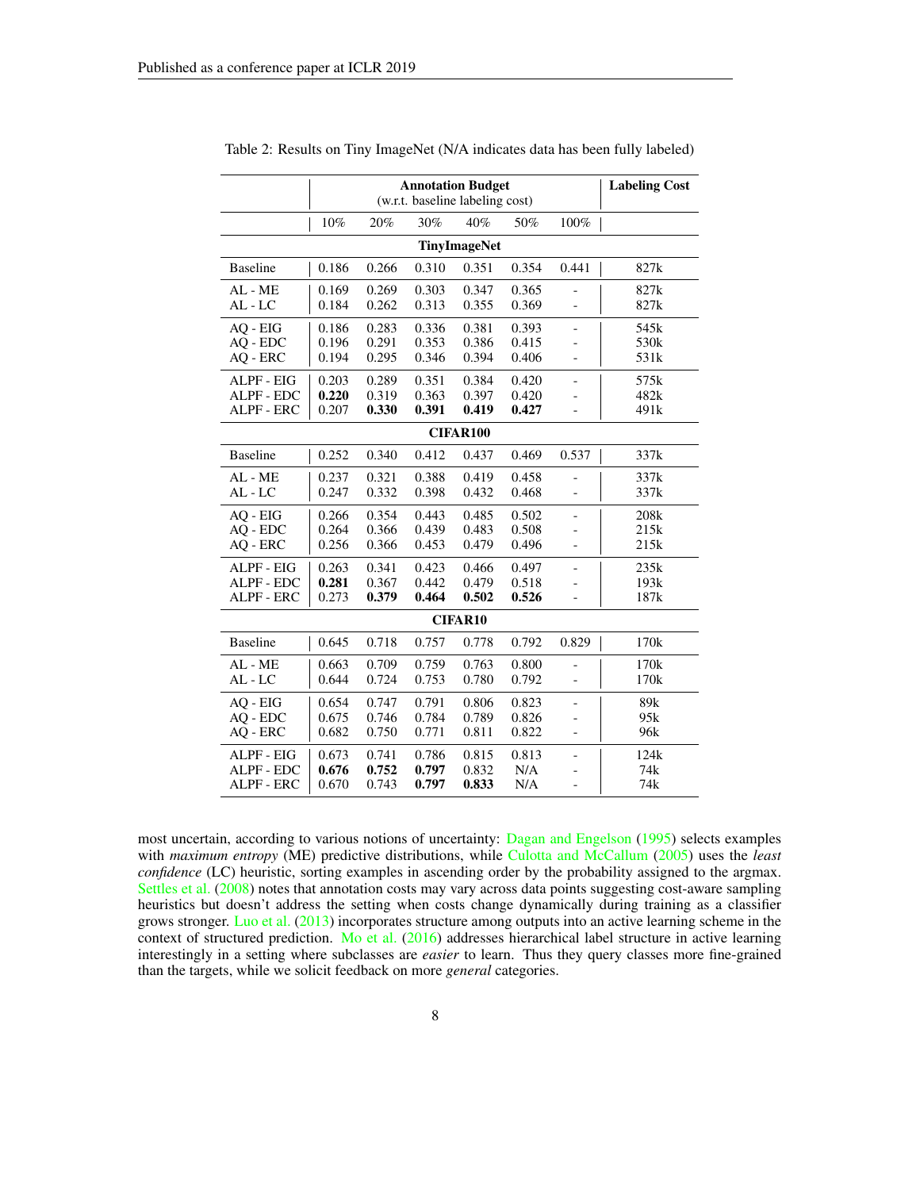Table 2: Results on Tiny ImageNet (N/A indicates data has been fully labeled)

| | **Annotation Budget** (w.r.t. baseline labeling cost) | | | | | | **Labeling Cost** |
|---|---|---|---|---|---|---|---|
| | 10% | 20% | 30% | 40% | 50% | 100% | |
| **TinyImageNet** | | | | | | | |
| Baseline | 0.186 | 0.266 | 0.310 | 0.351 | 0.354 | 0.441 | 827k |
| AL - ME | 0.169 | 0.269 | 0.303 | 0.347 | 0.365 | - | 827k |
| AL - LC | 0.184 | 0.262 | 0.313 | 0.355 | 0.369 | - | 827k |
| AQ - EIG | 0.186 | 0.283 | 0.336 | 0.381 | 0.393 | - | 545k |
| AQ - EDC | 0.196 | 0.291 | 0.353 | 0.386 | 0.415 | - | 530k |
| AQ - ERC | 0.194 | 0.295 | 0.346 | 0.394 | 0.406 | - | 531k |
| ALPF - EIG | 0.203 | 0.289 | 0.351 | 0.384 | 0.420 | - | 575k |
| ALPF - EDC | **0.220** | 0.319 | 0.363 | 0.397 | 0.420 | - | 482k |
| ALPF - ERC | 0.207 | **0.330** | **0.391** | **0.419** | **0.427** | - | 491k |
| **CIFAR100** | | | | | | | |
| Baseline | 0.252 | 0.340 | 0.412 | 0.437 | 0.469 | 0.537 | 337k |
| AL - ME | 0.237 | 0.321 | 0.388 | 0.419 | 0.458 | - | 337k |
| AL - LC | 0.247 | 0.332 | 0.398 | 0.432 | 0.468 | - | 337k |
| AQ - EIG | 0.266 | 0.354 | 0.443 | 0.485 | 0.502 | - | 208k |
| AQ - EDC | 0.264 | 0.366 | 0.439 | 0.483 | 0.508 | - | 215k |
| AQ - ERC | 0.256 | 0.366 | 0.453 | 0.479 | 0.496 | - | 215k |
| ALPF - EIG | 0.263 | 0.341 | 0.423 | 0.466 | 0.497 | - | 235k |
| ALPF - EDC | **0.281** | 0.367 | 0.442 | 0.479 | 0.518 | - | 193k |
| ALPF - ERC | 0.273 | **0.379** | **0.464** | **0.502** | **0.526** | - | 187k |
| **CIFAR10** | | | | | | | |
| Baseline | 0.645 | 0.718 | 0.757 | 0.778 | 0.792 | 0.829 | 170k |
| AL - ME | 0.663 | 0.709 | 0.759 | 0.763 | 0.800 | - | 170k |
| AL - LC | 0.644 | 0.724 | 0.753 | 0.780 | 0.792 | - | 170k |
| AQ - EIG | 0.654 | 0.747 | 0.791 | 0.806 | 0.823 | - | 89k |
| AQ - EDC | 0.675 | 0.746 | 0.784 | 0.789 | 0.826 | - | 95k |
| AQ - ERC | 0.682 | 0.750 | 0.771 | 0.811 | 0.822 | - | 96k |
| ALPF - EIG | 0.673 | 0.741 | 0.786 | 0.815 | 0.813 | - | 124k |
| ALPF - EDC | **0.676** | **0.752** | **0.797** | 0.832 | N/A | - | 74k |
| ALPF - ERC | 0.670 | 0.743 | **0.797** | **0.833** | N/A | - | 74k |

most uncertain, according to various notions of uncertainty: Dagan and Engelson (1995) selects examples with *maximum entropy* (ME) predictive distributions, while Culotta and McCallum (2005) uses the *least confidence* (LC) heuristic, sorting examples in ascending order by the probability assigned to the argmax. Settles et al. (2008) notes that annotation costs may vary across data points suggesting cost-aware sampling heuristics but doesn't address the setting when costs change dynamically during training as a classifier grows stronger. Luo et al. (2013) incorporates structure among outputs into an active learning scheme in the context of structured prediction. Mo et al. (2016) addresses hierarchical label structure in active learning interestingly in a setting where subclasses are *easier* to learn. Thus they query classes more fine-grained than the targets, while we solicit feedback on more *general* categories.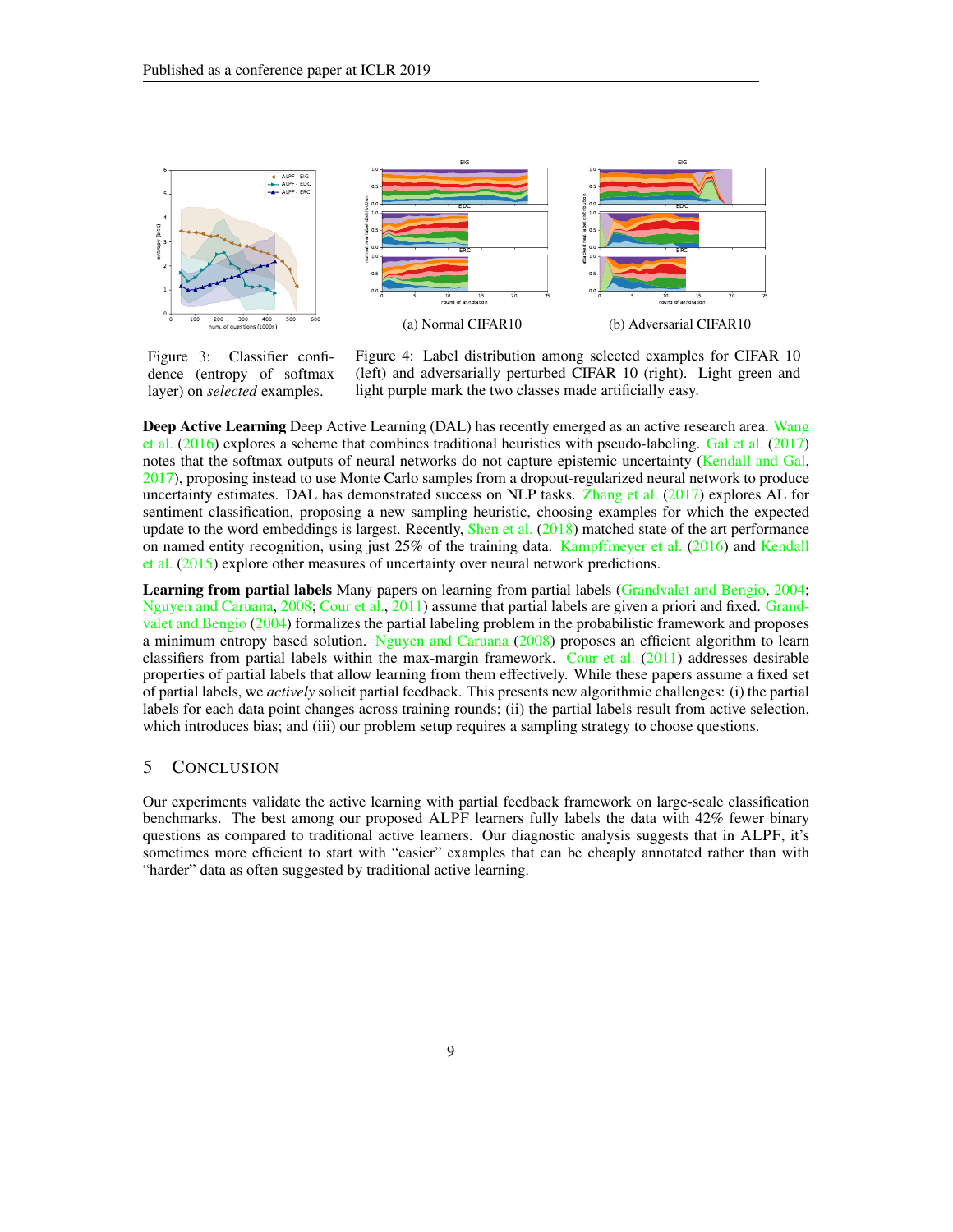Figure 3: Classifier confidence (entropy of softmax layer) on *selected* examples.

(a) Normal CIFAR10

(b) Adversarial CIFAR10

Figure 4: Label distribution among selected examples for CIFAR 10 (left) and adversarially perturbed CIFAR 10 (right). Light green and light purple mark the two classes made artificially easy.

**Deep Active Learning** Deep Active Learning (DAL) has recently emerged as an active research area. Wang et al. (2016) explores a scheme that combines traditional heuristics with pseudo-labeling. Gal et al. (2017) notes that the softmax outputs of neural networks do not capture epistemic uncertainty (Kendall and Gal, 2017), proposing instead to use Monte Carlo samples from a dropout-regularized neural network to produce uncertainty estimates. DAL has demonstrated success on NLP tasks. Zhang et al. (2017) explores AL for sentiment classification, proposing a new sampling heuristic, choosing examples for which the expected update to the word embeddings is largest. Recently, Shen et al. (2018) matched state of the art performance on named entity recognition, using just 25% of the training data. Kampffmeyer et al. (2016) and Kendall et al. (2015) explore other measures of uncertainty over neural network predictions.

**Learning from partial labels** Many papers on learning from partial labels (Grandvalet and Bengio, 2004; Nguyen and Caruana, 2008; Cour et al., 2011) assume that partial labels are given a priori and fixed. Grandvalet and Bengio (2004) formalizes the partial labeling problem in the probabilistic framework and proposes a minimum entropy based solution. Nguyen and Caruana (2008) proposes an efficient algorithm to learn classifiers from partial labels within the max-margin framework. Cour et al. (2011) addresses desirable properties of partial labels that allow learning from them effectively. While these papers assume a fixed set of partial labels, we *actively* solicit partial feedback. This presents new algorithmic challenges: (i) the partial labels for each data point changes across training rounds; (ii) the partial labels result from active selection, which introduces bias; and (iii) our problem setup requires a sampling strategy to choose questions.

## 5 Conclusion

Our experiments validate the active learning with partial feedback framework on large-scale classification benchmarks. The best among our proposed ALPF learners fully labels the data with 42% fewer binary questions as compared to traditional active learners. Our diagnostic analysis suggests that in ALPF, it's sometimes more efficient to start with "easier" examples that can be cheaply annotated rather than with "harder" data as often suggested by traditional active learning.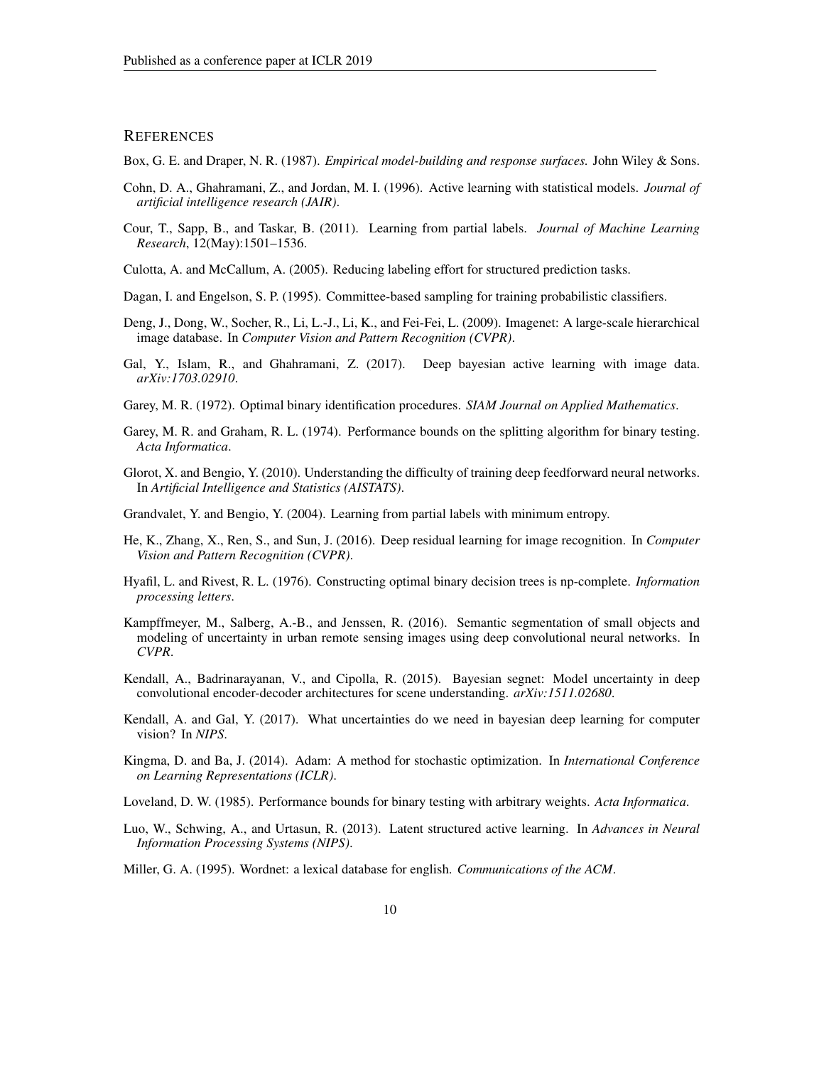## REFERENCES

Box, G. E. and Draper, N. R. (1987). *Empirical model-building and response surfaces.* John Wiley & Sons.

Cohn, D. A., Ghahramani, Z., and Jordan, M. I. (1996). Active learning with statistical models. *Journal of artificial intelligence research (JAIR)*.

Cour, T., Sapp, B., and Taskar, B. (2011). Learning from partial labels. *Journal of Machine Learning Research*, 12(May):1501–1536.

Culotta, A. and McCallum, A. (2005). Reducing labeling effort for structured prediction tasks.

Dagan, I. and Engelson, S. P. (1995). Committee-based sampling for training probabilistic classifiers.

Deng, J., Dong, W., Socher, R., Li, L.-J., Li, K., and Fei-Fei, L. (2009). Imagenet: A large-scale hierarchical image database. In *Computer Vision and Pattern Recognition (CVPR)*.

Gal, Y., Islam, R., and Ghahramani, Z. (2017). Deep bayesian active learning with image data. *arXiv:1703.02910*.

Garey, M. R. (1972). Optimal binary identification procedures. *SIAM Journal on Applied Mathematics*.

Garey, M. R. and Graham, R. L. (1974). Performance bounds on the splitting algorithm for binary testing. *Acta Informatica*.

Glorot, X. and Bengio, Y. (2010). Understanding the difficulty of training deep feedforward neural networks. In *Artificial Intelligence and Statistics (AISTATS)*.

Grandvalet, Y. and Bengio, Y. (2004). Learning from partial labels with minimum entropy.

He, K., Zhang, X., Ren, S., and Sun, J. (2016). Deep residual learning for image recognition. In *Computer Vision and Pattern Recognition (CVPR)*.

Hyafil, L. and Rivest, R. L. (1976). Constructing optimal binary decision trees is np-complete. *Information processing letters*.

Kampffmeyer, M., Salberg, A.-B., and Jenssen, R. (2016). Semantic segmentation of small objects and modeling of uncertainty in urban remote sensing images using deep convolutional neural networks. In *CVPR*.

Kendall, A., Badrinarayanan, V., and Cipolla, R. (2015). Bayesian segnet: Model uncertainty in deep convolutional encoder-decoder architectures for scene understanding. *arXiv:1511.02680*.

Kendall, A. and Gal, Y. (2017). What uncertainties do we need in bayesian deep learning for computer vision? In *NIPS*.

Kingma, D. and Ba, J. (2014). Adam: A method for stochastic optimization. In *International Conference on Learning Representations (ICLR)*.

Loveland, D. W. (1985). Performance bounds for binary testing with arbitrary weights. *Acta Informatica*.

Luo, W., Schwing, A., and Urtasun, R. (2013). Latent structured active learning. In *Advances in Neural Information Processing Systems (NIPS)*.

Miller, G. A. (1995). Wordnet: a lexical database for english. *Communications of the ACM*.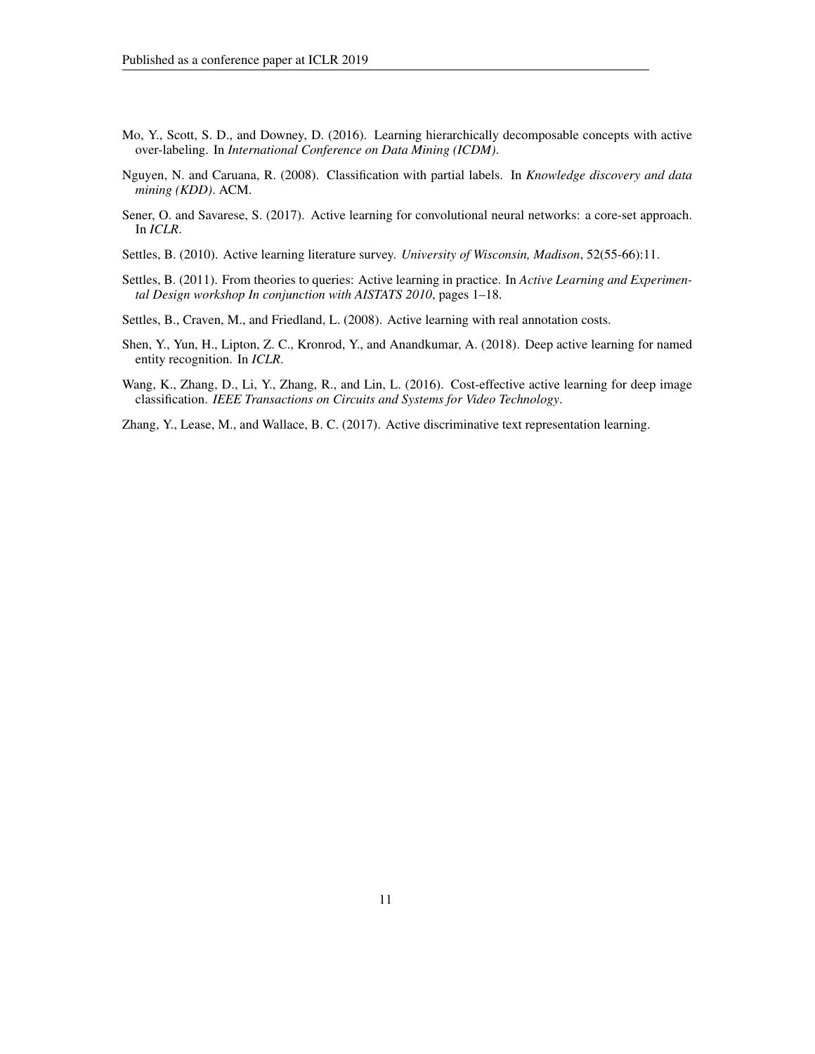Mo, Y., Scott, S. D., and Downey, D. (2016). Learning hierarchically decomposable concepts with active over-labeling. In *International Conference on Data Mining (ICDM)*.

Nguyen, N. and Caruana, R. (2008). Classification with partial labels. In *Knowledge discovery and data mining (KDD)*. ACM.

Sener, O. and Savarese, S. (2017). Active learning for convolutional neural networks: a core-set approach. In *ICLR*.

Settles, B. (2010). Active learning literature survey. *University of Wisconsin, Madison*, 52(55-66):11.

Settles, B. (2011). From theories to queries: Active learning in practice. In *Active Learning and Experimental Design workshop In conjunction with AISTATS 2010*, pages 1–18.

Settles, B., Craven, M., and Friedland, L. (2008). Active learning with real annotation costs.

Shen, Y., Yun, H., Lipton, Z. C., Kronrod, Y., and Anandkumar, A. (2018). Deep active learning for named entity recognition. In *ICLR*.

Wang, K., Zhang, D., Li, Y., Zhang, R., and Lin, L. (2016). Cost-effective active learning for deep image classification. *IEEE Transactions on Circuits and Systems for Video Technology*.

Zhang, Y., Lease, M., and Wallace, B. C. (2017). Active discriminative text representation learning.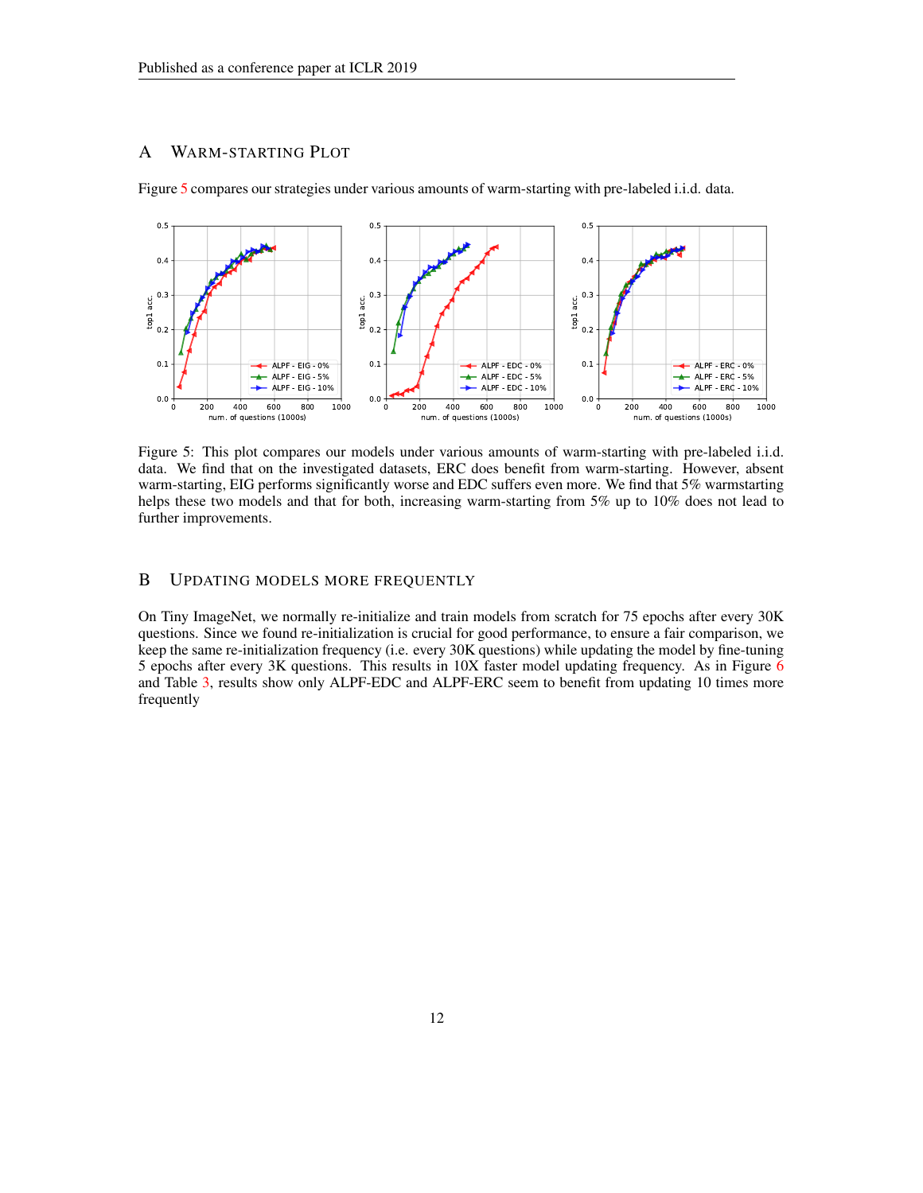## A WARM-STARTING PLOT

Figure 5 compares our strategies under various amounts of warm-starting with pre-labeled i.i.d. data.

Figure 5: This plot compares our models under various amounts of warm-starting with pre-labeled i.i.d. data. We find that on the investigated datasets, ERC does benefit from warm-starting. However, absent warm-starting, EIG performs significantly worse and EDC suffers even more. We find that 5% warmstarting helps these two models and that for both, increasing warm-starting from 5% up to 10% does not lead to further improvements.

## B UPDATING MODELS MORE FREQUENTLY

On Tiny ImageNet, we normally re-initialize and train models from scratch for 75 epochs after every 30K questions. Since we found re-initialization is crucial for good performance, to ensure a fair comparison, we keep the same re-initialization frequency (i.e. every 30K questions) while updating the model by fine-tuning 5 epochs after every 3K questions. This results in 10X faster model updating frequency. As in Figure 6 and Table 3, results show only ALPF-EDC and ALPF-ERC seem to benefit from updating 10 times more frequently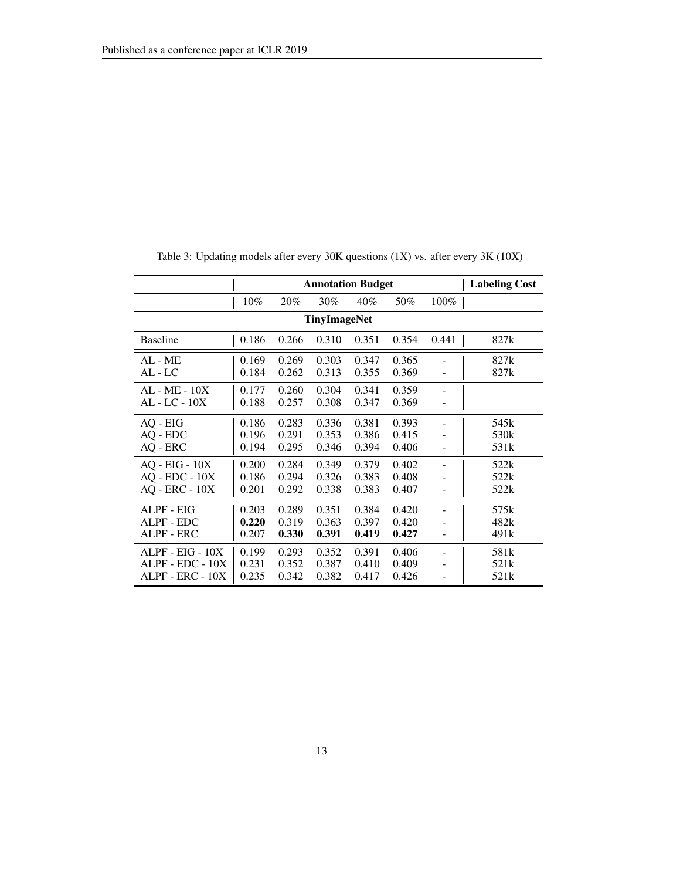Table 3: Updating models after every 30K questions (1X) vs. after every 3K (10X)

| | Annotation Budget | | | | | | Labeling Cost |
|---|---|---|---|---|---|---|---|
| | 10% | 20% | 30% | 40% | 50% | 100% | |
| **TinyImageNet** | | | | | | | |
| Baseline | 0.186 | 0.266 | 0.310 | 0.351 | 0.354 | 0.441 | 827k |
| AL - ME | 0.169 | 0.269 | 0.303 | 0.347 | 0.365 | - | 827k |
| AL - LC | 0.184 | 0.262 | 0.313 | 0.355 | 0.369 | - | 827k |
| AL - ME - 10X | 0.177 | 0.260 | 0.304 | 0.341 | 0.359 | - | |
| AL - LC - 10X | 0.188 | 0.257 | 0.308 | 0.347 | 0.369 | - | |
| AQ - EIG | 0.186 | 0.283 | 0.336 | 0.381 | 0.393 | - | 545k |
| AQ - EDC | 0.196 | 0.291 | 0.353 | 0.386 | 0.415 | - | 530k |
| AQ - ERC | 0.194 | 0.295 | 0.346 | 0.394 | 0.406 | - | 531k |
| AQ - EIG - 10X | 0.200 | 0.284 | 0.349 | 0.379 | 0.402 | - | 522k |
| AQ - EDC - 10X | 0.186 | 0.294 | 0.326 | 0.383 | 0.408 | - | 522k |
| AQ - ERC - 10X | 0.201 | 0.292 | 0.338 | 0.383 | 0.407 | - | 522k |
| ALPF - EIG | 0.203 | 0.289 | 0.351 | 0.384 | 0.420 | - | 575k |
| ALPF - EDC | **0.220** | 0.319 | 0.363 | 0.397 | 0.420 | - | 482k |
| ALPF - ERC | 0.207 | **0.330** | **0.391** | **0.419** | **0.427** | - | 491k |
| ALPF - EIG - 10X | 0.199 | 0.293 | 0.352 | 0.391 | 0.406 | - | 581k |
| ALPF - EDC - 10X | 0.231 | 0.352 | 0.387 | 0.410 | 0.409 | - | 521k |
| ALPF - ERC - 10X | 0.235 | 0.342 | 0.382 | 0.417 | 0.426 | - | 521k |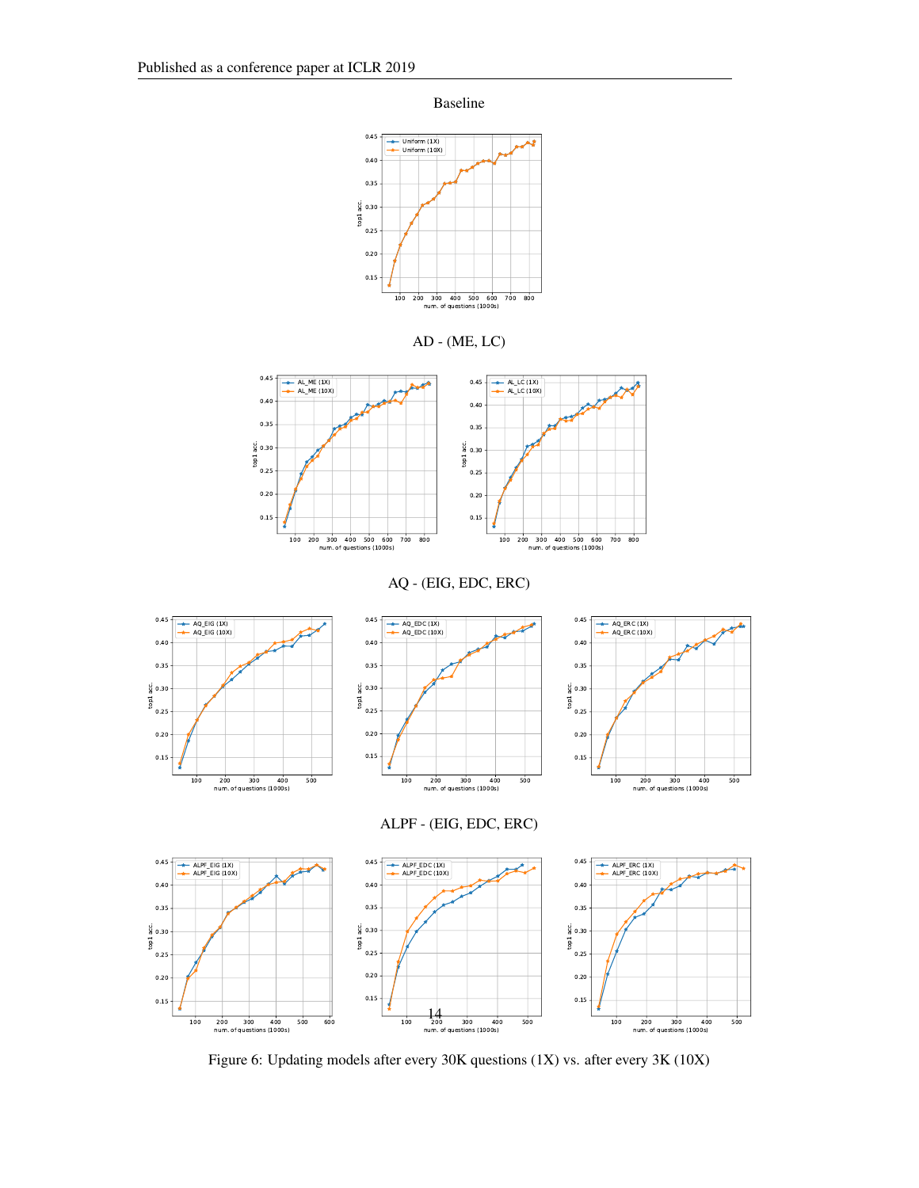Baseline

Uniform (1X)
Uniform (10X)
0.45
0.40
0.35
0.30
0.25
0.20
0.15
top1 acc.
100 200 300 400 500 600 700 800
num. of questions (1000s)

AD - (ME, LC)

AL_ME (1X)
AL_ME (10X)
top1 acc.
num. of questions (1000s)

AL_LC (1X)
AL_LC (10X)
top1 acc.
num. of questions (1000s)

AQ - (EIG, EDC, ERC)

AQ_EIG (1X)
AQ_EIG (10X)
top1 acc.
num. of questions (1000s)

AQ_EDC (1X)
AQ_EDC (10X)
top1 acc.
num. of questions (1000s)

AQ_ERC (1X)
AQ_ERC (10X)
top1 acc.
num. of questions (1000s)

ALPF - (EIG, EDC, ERC)

ALPF_EIG (1X)
ALPF_EIG (10X)
top1 acc.
num. of questions (1000s)

ALPF_EDC (1X)
ALPF_EDC (10X)
top1 acc.
num. of questions (1000s)

ALPF_ERC (1X)
ALPF_ERC (10X)
top1 acc.
num. of questions (1000s)

Figure 6: Updating models after every 30K questions (1X) vs. after every 3K (10X)